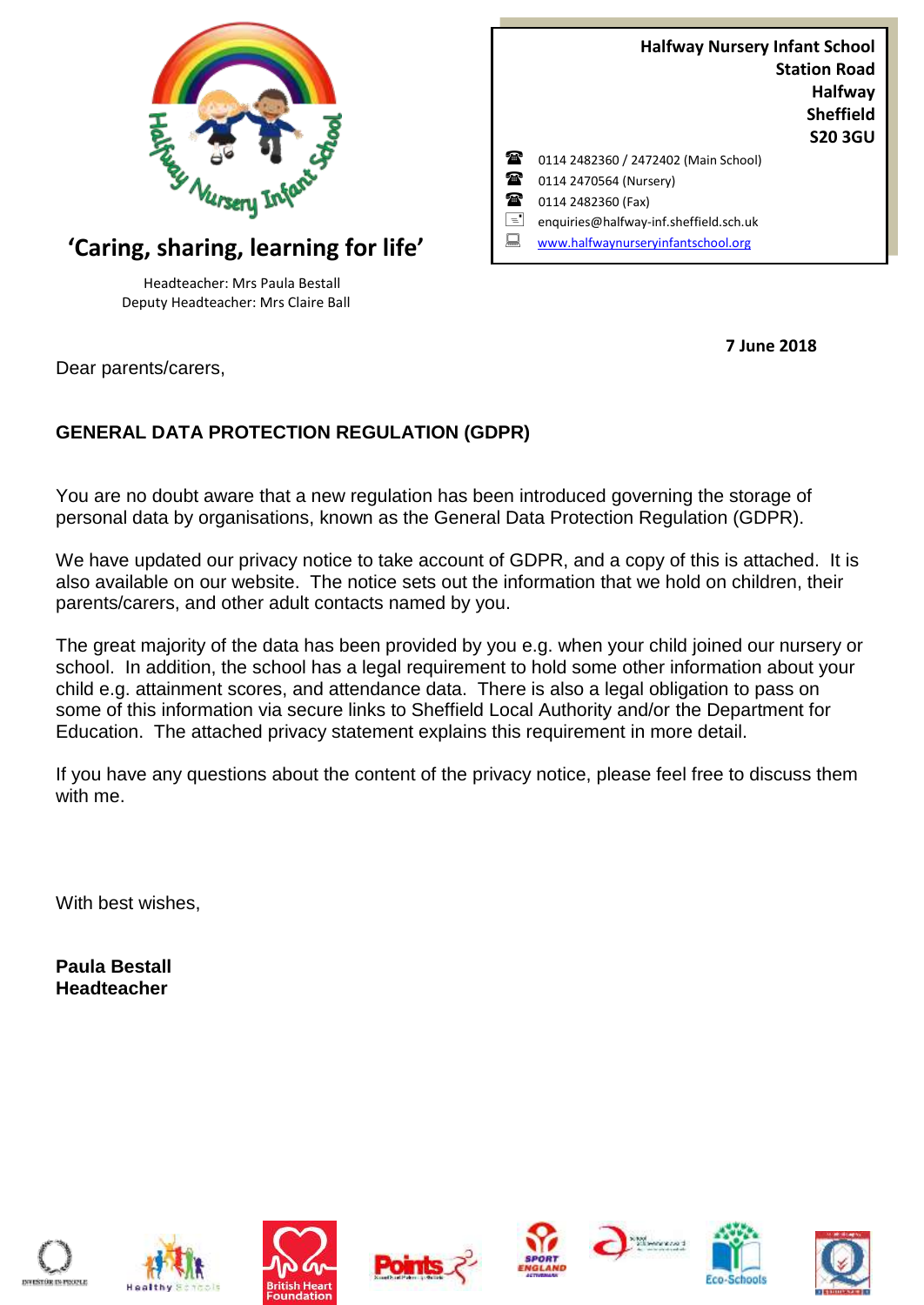**Halfway Nursery Infant School**
**Station Road**
**Halfway**
**Sheffield**
**S20 3GU**

☎ 0114 2482360 / 2472402 (Main School)
☎ 0114 2470564 (Nursery)
☎ 0114 2482360 (Fax)
enquiries@halfway-inf.sheffield.sch.uk
www.halfwaynurseryinfantschool.org

## 'Caring, sharing, learning for life'

Headteacher: Mrs Paula Bestall
Deputy Headteacher: Mrs Claire Ball

**7 June 2018**

Dear parents/carers,

**GENERAL DATA PROTECTION REGULATION (GDPR)**

You are no doubt aware that a new regulation has been introduced governing the storage of personal data by organisations, known as the General Data Protection Regulation (GDPR).

We have updated our privacy notice to take account of GDPR, and a copy of this is attached. It is also available on our website. The notice sets out the information that we hold on children, their parents/carers, and other adult contacts named by you.

The great majority of the data has been provided by you e.g. when your child joined our nursery or school. In addition, the school has a legal requirement to hold some other information about your child e.g. attainment scores, and attendance data. There is also a legal obligation to pass on some of this information via secure links to Sheffield Local Authority and/or the Department for Education. The attached privacy statement explains this requirement in more detail.

If you have any questions about the content of the privacy notice, please feel free to discuss them with me.

With best wishes,

**Paula Bestall**
**Headteacher**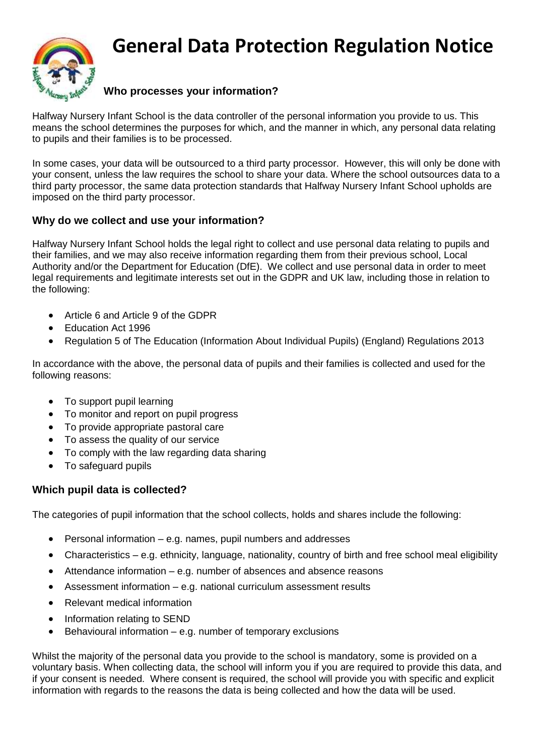# General Data Protection Regulation Notice

### Who processes your information?

Halfway Nursery Infant School is the data controller of the personal information you provide to us. This means the school determines the purposes for which, and the manner in which, any personal data relating to pupils and their families is to be processed.

In some cases, your data will be outsourced to a third party processor. However, this will only be done with your consent, unless the law requires the school to share your data. Where the school outsources data to a third party processor, the same data protection standards that Halfway Nursery Infant School upholds are imposed on the third party processor.

### Why do we collect and use your information?

Halfway Nursery Infant School holds the legal right to collect and use personal data relating to pupils and their families, and we may also receive information regarding them from their previous school, Local Authority and/or the Department for Education (DfE). We collect and use personal data in order to meet legal requirements and legitimate interests set out in the GDPR and UK law, including those in relation to the following:

- Article 6 and Article 9 of the GDPR
- Education Act 1996
- Regulation 5 of The Education (Information About Individual Pupils) (England) Regulations 2013

In accordance with the above, the personal data of pupils and their families is collected and used for the following reasons:

- To support pupil learning
- To monitor and report on pupil progress
- To provide appropriate pastoral care
- To assess the quality of our service
- To comply with the law regarding data sharing
- To safeguard pupils

### Which pupil data is collected?

The categories of pupil information that the school collects, holds and shares include the following:

- Personal information – e.g. names, pupil numbers and addresses
- Characteristics – e.g. ethnicity, language, nationality, country of birth and free school meal eligibility
- Attendance information – e.g. number of absences and absence reasons
- Assessment information – e.g. national curriculum assessment results
- Relevant medical information
- Information relating to SEND
- Behavioural information – e.g. number of temporary exclusions

Whilst the majority of the personal data you provide to the school is mandatory, some is provided on a voluntary basis. When collecting data, the school will inform you if you are required to provide this data, and if your consent is needed. Where consent is required, the school will provide you with specific and explicit information with regards to the reasons the data is being collected and how the data will be used.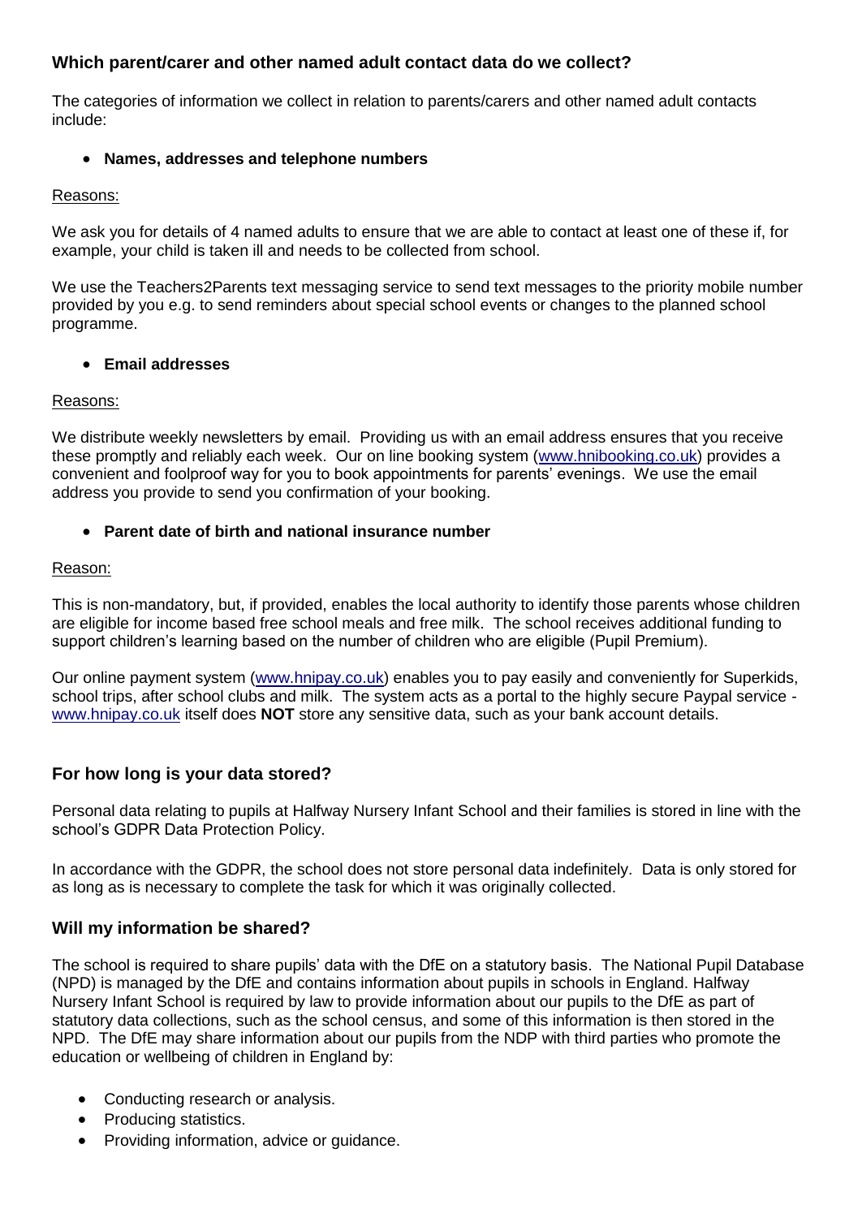## Which parent/carer and other named adult contact data do we collect?

The categories of information we collect in relation to parents/carers and other named adult contacts include:

- **Names, addresses and telephone numbers**

Reasons:

We ask you for details of 4 named adults to ensure that we are able to contact at least one of these if, for example, your child is taken ill and needs to be collected from school.

We use the Teachers2Parents text messaging service to send text messages to the priority mobile number provided by you e.g. to send reminders about special school events or changes to the planned school programme.

- **Email addresses**

Reasons:

We distribute weekly newsletters by email. Providing us with an email address ensures that you receive these promptly and reliably each week. Our on line booking system (www.hnibooking.co.uk) provides a convenient and foolproof way for you to book appointments for parents' evenings. We use the email address you provide to send you confirmation of your booking.

- **Parent date of birth and national insurance number**

Reason:

This is non-mandatory, but, if provided, enables the local authority to identify those parents whose children are eligible for income based free school meals and free milk. The school receives additional funding to support children's learning based on the number of children who are eligible (Pupil Premium).

Our online payment system (www.hnipay.co.uk) enables you to pay easily and conveniently for Superkids, school trips, after school clubs and milk. The system acts as a portal to the highly secure Paypal service - www.hnipay.co.uk itself does **NOT** store any sensitive data, such as your bank account details.

## For how long is your data stored?

Personal data relating to pupils at Halfway Nursery Infant School and their families is stored in line with the school's GDPR Data Protection Policy.

In accordance with the GDPR, the school does not store personal data indefinitely. Data is only stored for as long as is necessary to complete the task for which it was originally collected.

## Will my information be shared?

The school is required to share pupils' data with the DfE on a statutory basis. The National Pupil Database (NPD) is managed by the DfE and contains information about pupils in schools in England. Halfway Nursery Infant School is required by law to provide information about our pupils to the DfE as part of statutory data collections, such as the school census, and some of this information is then stored in the NPD. The DfE may share information about our pupils from the NDP with third parties who promote the education or wellbeing of children in England by:

- Conducting research or analysis.
- Producing statistics.
- Providing information, advice or guidance.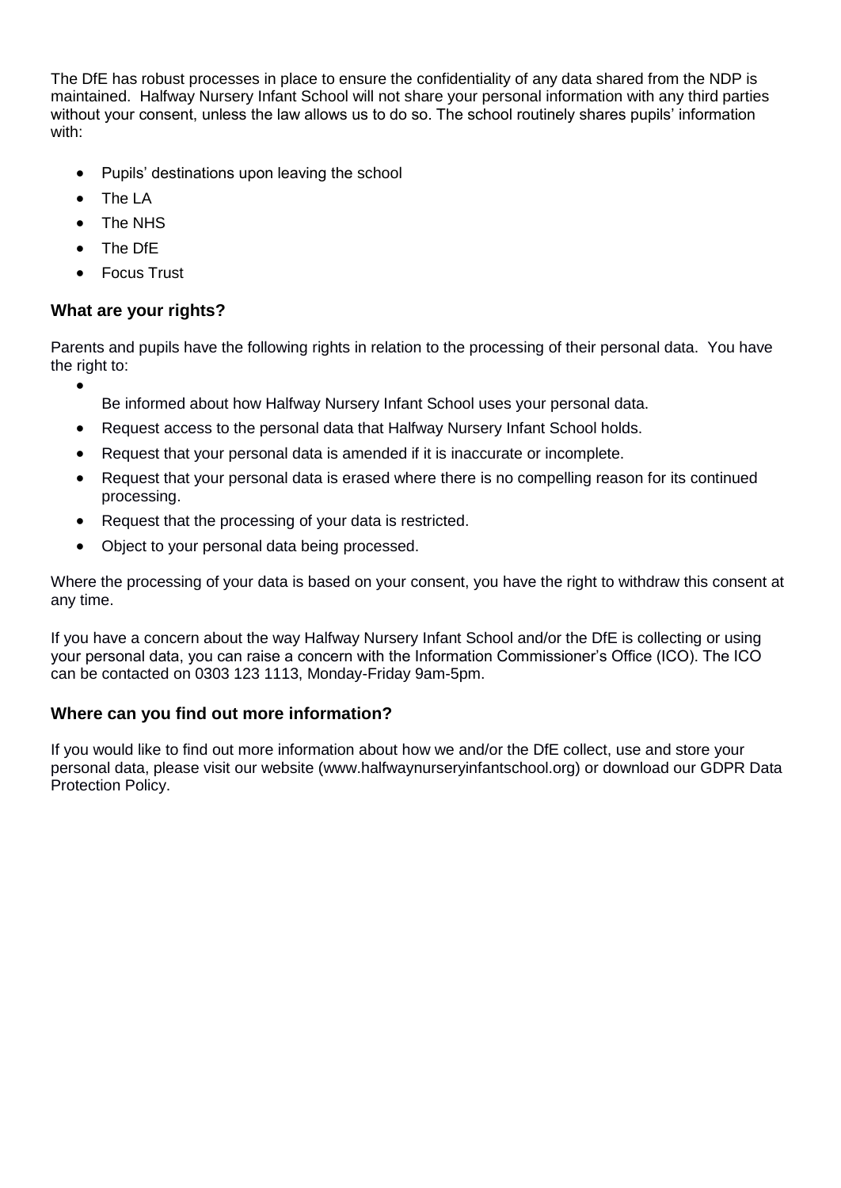The DfE has robust processes in place to ensure the confidentiality of any data shared from the NDP is maintained. Halfway Nursery Infant School will not share your personal information with any third parties without your consent, unless the law allows us to do so. The school routinely shares pupils' information with:

- Pupils' destinations upon leaving the school
- The LA
- The NHS
- The DfE
- Focus Trust

## What are your rights?

Parents and pupils have the following rights in relation to the processing of their personal data. You have the right to:

- Be informed about how Halfway Nursery Infant School uses your personal data.
- Request access to the personal data that Halfway Nursery Infant School holds.
- Request that your personal data is amended if it is inaccurate or incomplete.
- Request that your personal data is erased where there is no compelling reason for its continued processing.
- Request that the processing of your data is restricted.
- Object to your personal data being processed.

Where the processing of your data is based on your consent, you have the right to withdraw this consent at any time.

If you have a concern about the way Halfway Nursery Infant School and/or the DfE is collecting or using your personal data, you can raise a concern with the Information Commissioner's Office (ICO). The ICO can be contacted on 0303 123 1113, Monday-Friday 9am-5pm.

## Where can you find out more information?

If you would like to find out more information about how we and/or the DfE collect, use and store your personal data, please visit our website (www.halfwaynurseryinfantschool.org) or download our GDPR Data Protection Policy.